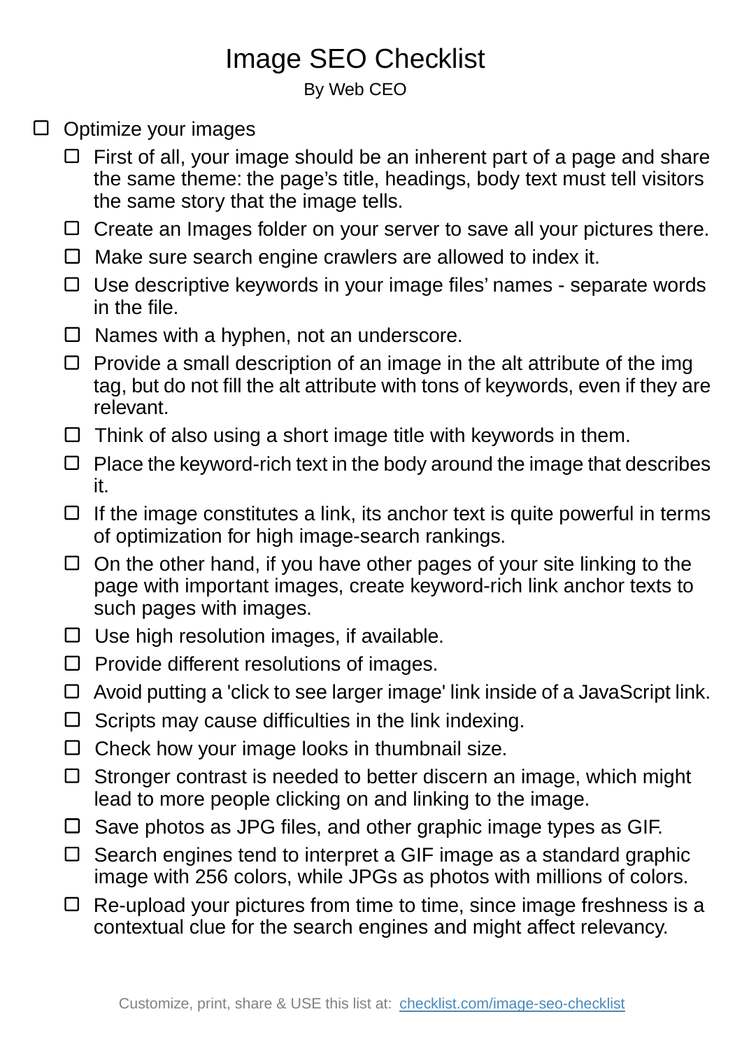# Image SEO Checklist

By Web CEO

- [ ] Optimize your images
    - [ ] First of all, your image should be an inherent part of a page and share the same theme: the page's title, headings, body text must tell visitors the same story that the image tells.
    - [ ] Create an Images folder on your server to save all your pictures there.
    - [ ] Make sure search engine crawlers are allowed to index it.
    - [ ] Use descriptive keywords in your image files' names - separate words in the file.
    - [ ] Names with a hyphen, not an underscore.
    - [ ] Provide a small description of an image in the alt attribute of the img tag, but do not fill the alt attribute with tons of keywords, even if they are relevant.
    - [ ] Think of also using a short image title with keywords in them.
    - [ ] Place the keyword-rich text in the body around the image that describes it.
    - [ ] If the image constitutes a link, its anchor text is quite powerful in terms of optimization for high image-search rankings.
    - [ ] On the other hand, if you have other pages of your site linking to the page with important images, create keyword-rich link anchor texts to such pages with images.
    - [ ] Use high resolution images, if available.
    - [ ] Provide different resolutions of images.
    - [ ] Avoid putting a 'click to see larger image' link inside of a JavaScript link.
    - [ ] Scripts may cause difficulties in the link indexing.
    - [ ] Check how your image looks in thumbnail size.
    - [ ] Stronger contrast is needed to better discern an image, which might lead to more people clicking on and linking to the image.
    - [ ] Save photos as JPG files, and other graphic image types as GIF.
    - [ ] Search engines tend to interpret a GIF image as a standard graphic image with 256 colors, while JPGs as photos with millions of colors.
    - [ ] Re-upload your pictures from time to time, since image freshness is a contextual clue for the search engines and might affect relevancy.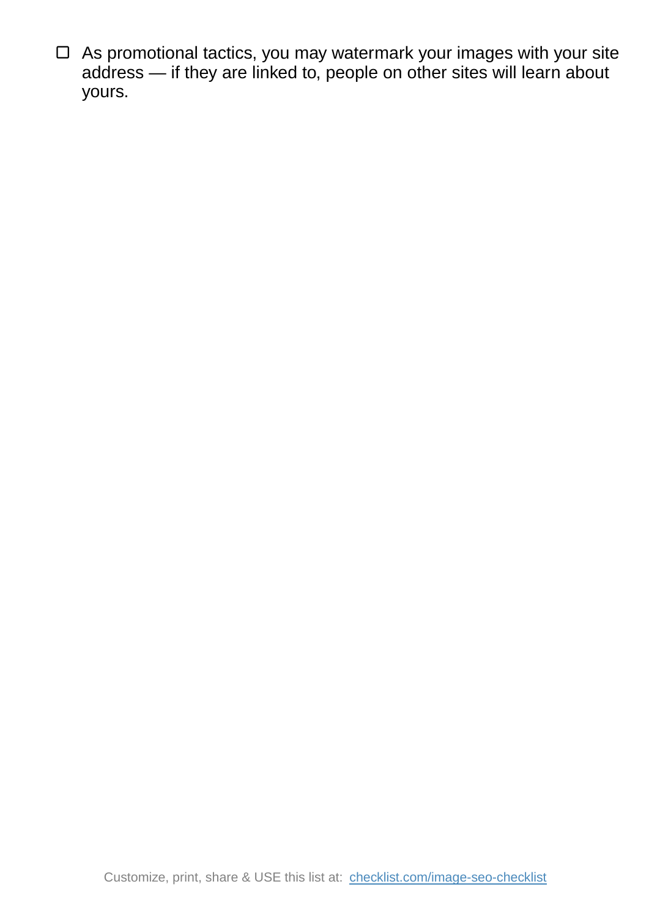- [ ] As promotional tactics, you may watermark your images with your site address — if they are linked to, people on other sites will learn about yours.